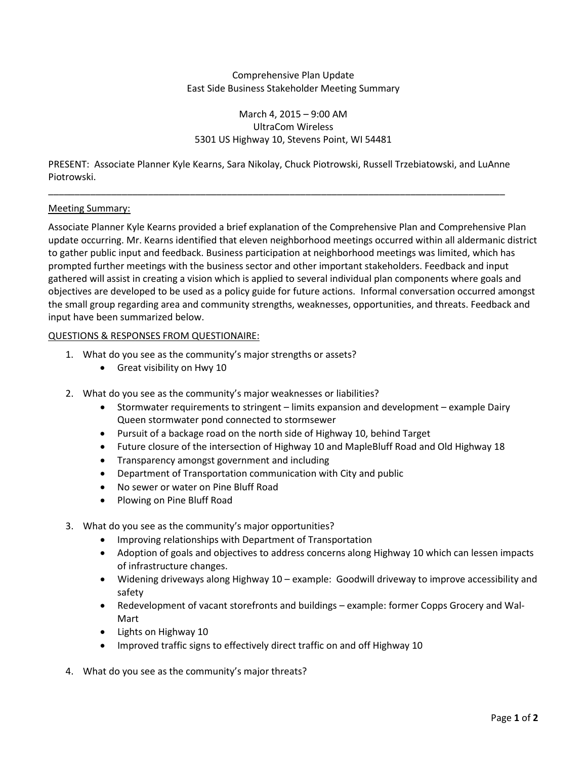Comprehensive Plan Update
East Side Business Stakeholder Meeting Summary

March 4, 2015 – 9:00 AM
UltraCom Wireless
5301 US Highway 10, Stevens Point, WI 54481

PRESENT: Associate Planner Kyle Kearns, Sara Nikolay, Chuck Piotrowski, Russell Trzebiatowski, and LuAnne Piotrowski.

---

<u>Meeting Summary:</u>

Associate Planner Kyle Kearns provided a brief explanation of the Comprehensive Plan and Comprehensive Plan update occurring. Mr. Kearns identified that eleven neighborhood meetings occurred within all aldermanic district to gather public input and feedback. Business participation at neighborhood meetings was limited, which has prompted further meetings with the business sector and other important stakeholders. Feedback and input gathered will assist in creating a vision which is applied to several individual plan components where goals and objectives are developed to be used as a policy guide for future actions. Informal conversation occurred amongst the small group regarding area and community strengths, weaknesses, opportunities, and threats. Feedback and input have been summarized below.

<u>QUESTIONS & RESPONSES FROM QUESTIONAIRE:</u>

1. What do you see as the community's major strengths or assets?
   - Great visibility on Hwy 10

2. What do you see as the community's major weaknesses or liabilities?
   - Stormwater requirements to stringent – limits expansion and development – example Dairy Queen stormwater pond connected to stormsewer
   - Pursuit of a backage road on the north side of Highway 10, behind Target
   - Future closure of the intersection of Highway 10 and MapleBluff Road and Old Highway 18
   - Transparency amongst government and including
   - Department of Transportation communication with City and public
   - No sewer or water on Pine Bluff Road
   - Plowing on Pine Bluff Road

3. What do you see as the community's major opportunities?
   - Improving relationships with Department of Transportation
   - Adoption of goals and objectives to address concerns along Highway 10 which can lessen impacts of infrastructure changes.
   - Widening driveways along Highway 10 – example: Goodwill driveway to improve accessibility and safety
   - Redevelopment of vacant storefronts and buildings – example: former Copps Grocery and Wal-Mart
   - Lights on Highway 10
   - Improved traffic signs to effectively direct traffic on and off Highway 10

4. What do you see as the community's major threats?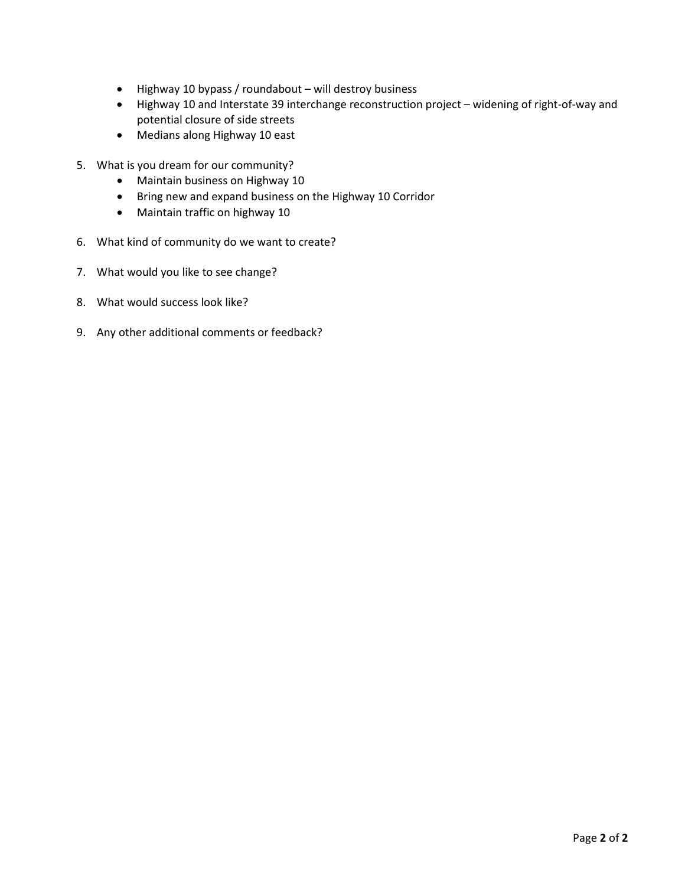- Highway 10 bypass / roundabout – will destroy business
- Highway 10 and Interstate 39 interchange reconstruction project – widening of right-of-way and potential closure of side streets
- Medians along Highway 10 east

5. What is you dream for our community?
   - Maintain business on Highway 10
   - Bring new and expand business on the Highway 10 Corridor
   - Maintain traffic on highway 10

6. What kind of community do we want to create?

7. What would you like to see change?

8. What would success look like?

9. Any other additional comments or feedback?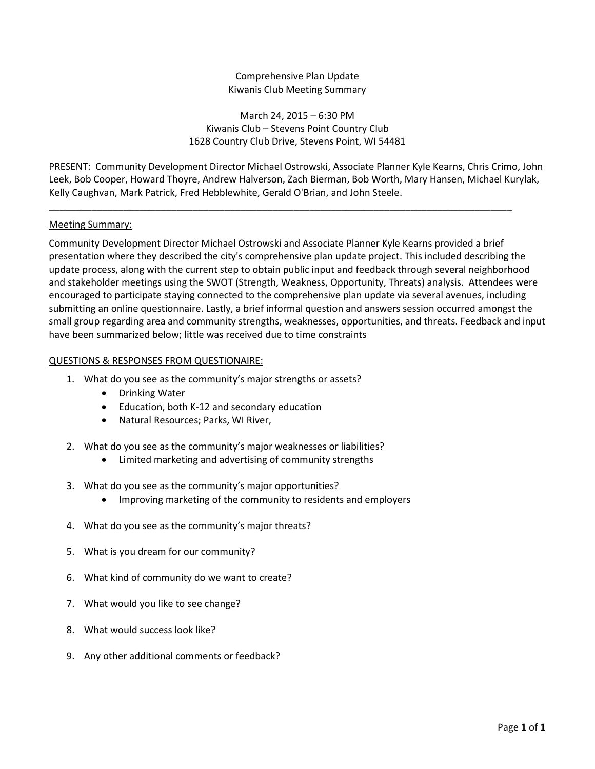Comprehensive Plan Update
Kiwanis Club Meeting Summary

March 24, 2015 – 6:30 PM
Kiwanis Club – Stevens Point Country Club
1628 Country Club Drive, Stevens Point, WI 54481

PRESENT: Community Development Director Michael Ostrowski, Associate Planner Kyle Kearns, Chris Crimo, John Leek, Bob Cooper, Howard Thoyre, Andrew Halverson, Zach Bierman, Bob Worth, Mary Hansen, Michael Kurylak, Kelly Caughvan, Mark Patrick, Fred Hebblewhite, Gerald O'Brian, and John Steele.

---

Meeting Summary:

Community Development Director Michael Ostrowski and Associate Planner Kyle Kearns provided a brief presentation where they described the city's comprehensive plan update project. This included describing the update process, along with the current step to obtain public input and feedback through several neighborhood and stakeholder meetings using the SWOT (Strength, Weakness, Opportunity, Threats) analysis. Attendees were encouraged to participate staying connected to the comprehensive plan update via several avenues, including submitting an online questionnaire. Lastly, a brief informal question and answers session occurred amongst the small group regarding area and community strengths, weaknesses, opportunities, and threats. Feedback and input have been summarized below; little was received due to time constraints

QUESTIONS & RESPONSES FROM QUESTIONAIRE:

1. What do you see as the community's major strengths or assets?
   - Drinking Water
   - Education, both K-12 and secondary education
   - Natural Resources; Parks, WI River,
2. What do you see as the community's major weaknesses or liabilities?
   - Limited marketing and advertising of community strengths
3. What do you see as the community's major opportunities?
   - Improving marketing of the community to residents and employers
4. What do you see as the community's major threats?
5. What is you dream for our community?
6. What kind of community do we want to create?
7. What would you like to see change?
8. What would success look like?
9. Any other additional comments or feedback?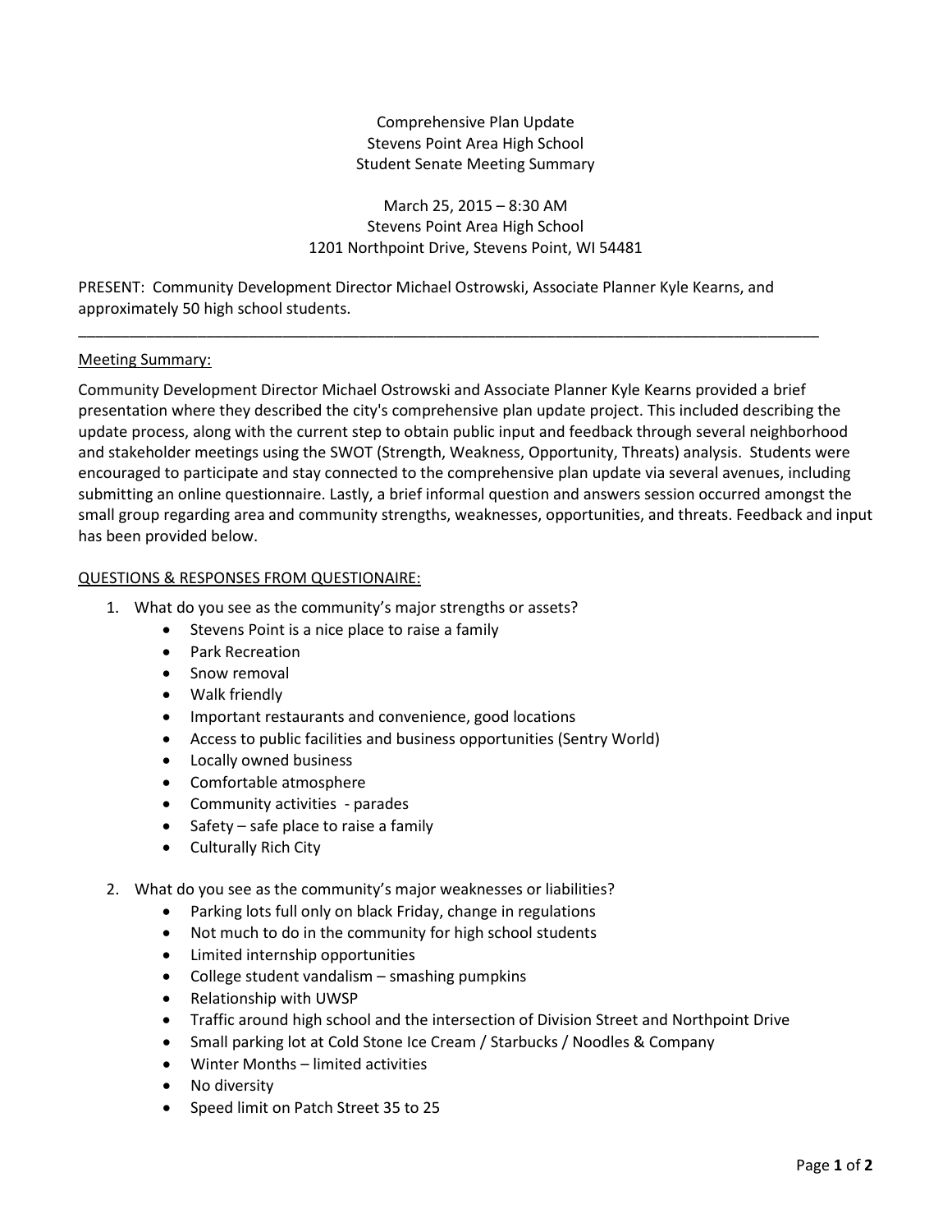Comprehensive Plan Update
Stevens Point Area High School
Student Senate Meeting Summary

March 25, 2015 – 8:30 AM
Stevens Point Area High School
1201 Northpoint Drive, Stevens Point, WI 54481

PRESENT: Community Development Director Michael Ostrowski, Associate Planner Kyle Kearns, and approximately 50 high school students.

---

<u>Meeting Summary:</u>

Community Development Director Michael Ostrowski and Associate Planner Kyle Kearns provided a brief presentation where they described the city's comprehensive plan update project. This included describing the update process, along with the current step to obtain public input and feedback through several neighborhood and stakeholder meetings using the SWOT (Strength, Weakness, Opportunity, Threats) analysis. Students were encouraged to participate and stay connected to the comprehensive plan update via several avenues, including submitting an online questionnaire. Lastly, a brief informal question and answers session occurred amongst the small group regarding area and community strengths, weaknesses, opportunities, and threats. Feedback and input has been provided below.

<u>QUESTIONS & RESPONSES FROM QUESTIONAIRE:</u>

1. What do you see as the community's major strengths or assets?
   - Stevens Point is a nice place to raise a family
   - Park Recreation
   - Snow removal
   - Walk friendly
   - Important restaurants and convenience, good locations
   - Access to public facilities and business opportunities (Sentry World)
   - Locally owned business
   - Comfortable atmosphere
   - Community activities - parades
   - Safety – safe place to raise a family
   - Culturally Rich City

2. What do you see as the community's major weaknesses or liabilities?
   - Parking lots full only on black Friday, change in regulations
   - Not much to do in the community for high school students
   - Limited internship opportunities
   - College student vandalism – smashing pumpkins
   - Relationship with UWSP
   - Traffic around high school and the intersection of Division Street and Northpoint Drive
   - Small parking lot at Cold Stone Ice Cream / Starbucks / Noodles & Company
   - Winter Months – limited activities
   - No diversity
   - Speed limit on Patch Street 35 to 25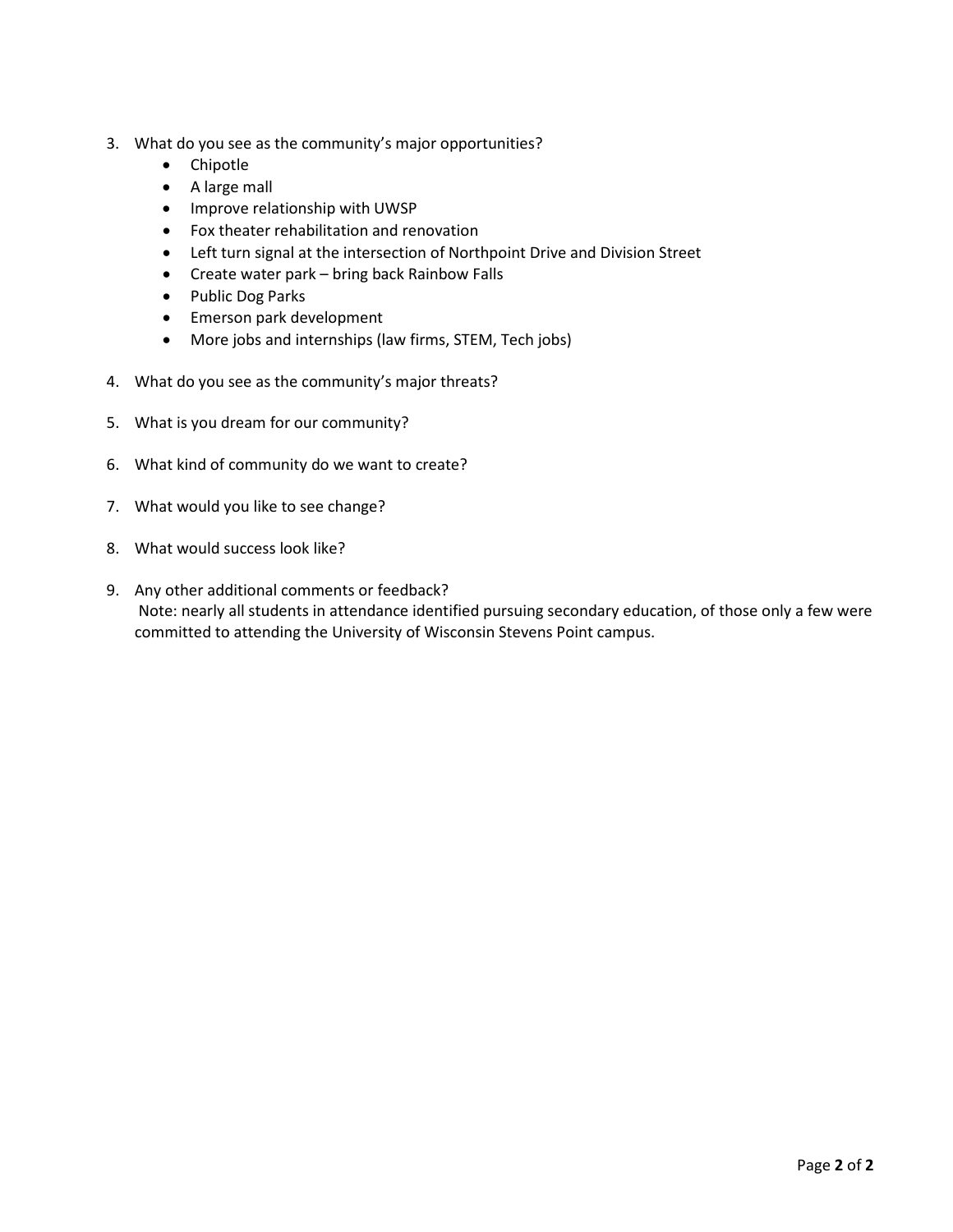3. What do you see as the community's major opportunities?
   - Chipotle
   - A large mall
   - Improve relationship with UWSP
   - Fox theater rehabilitation and renovation
   - Left turn signal at the intersection of Northpoint Drive and Division Street
   - Create water park – bring back Rainbow Falls
   - Public Dog Parks
   - Emerson park development
   - More jobs and internships (law firms, STEM, Tech jobs)

4. What do you see as the community's major threats?

5. What is you dream for our community?

6. What kind of community do we want to create?

7. What would you like to see change?

8. What would success look like?

9. Any other additional comments or feedback?
   Note: nearly all students in attendance identified pursuing secondary education, of those only a few were committed to attending the University of Wisconsin Stevens Point campus.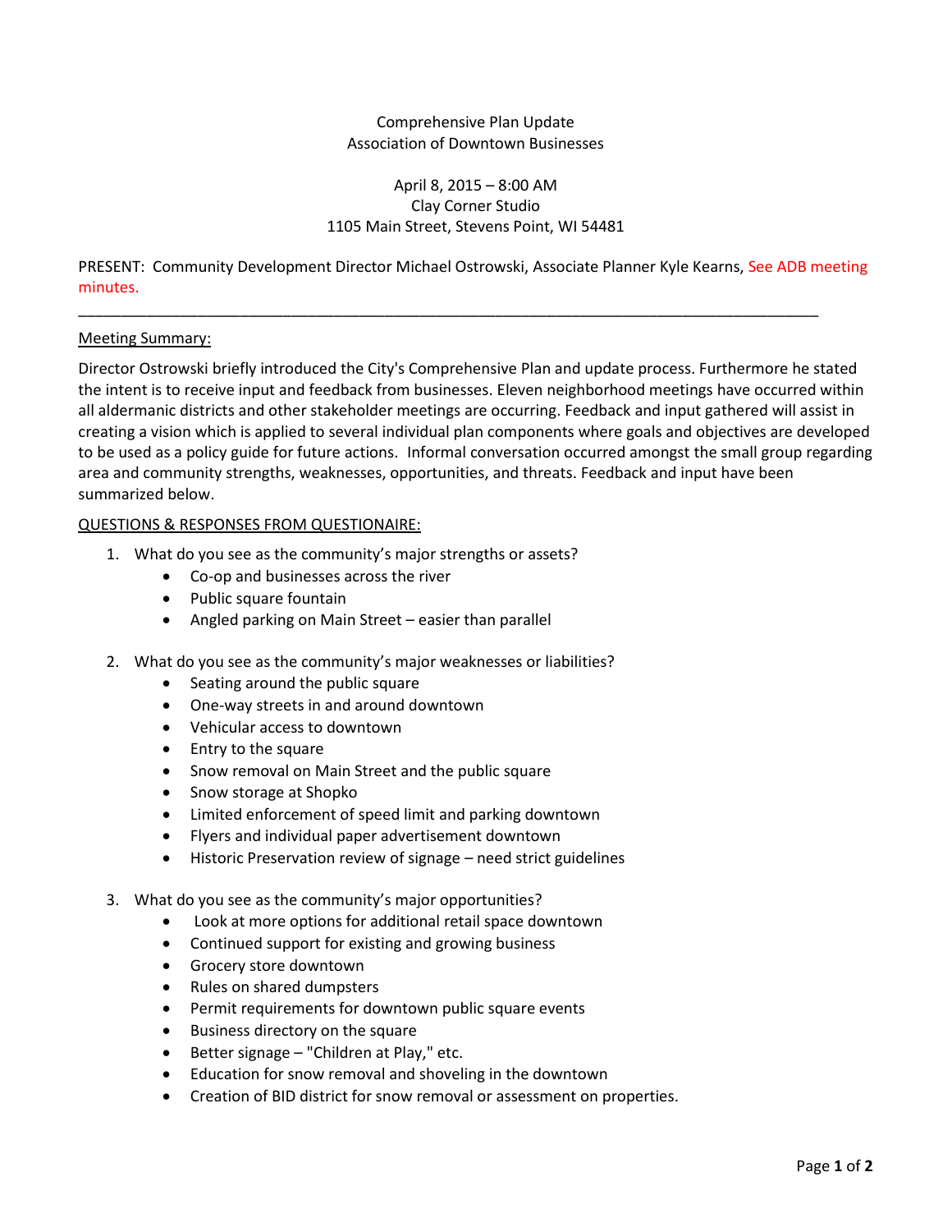Comprehensive Plan Update
Association of Downtown Businesses

April 8, 2015 – 8:00 AM
Clay Corner Studio
1105 Main Street, Stevens Point, WI 54481

PRESENT: Community Development Director Michael Ostrowski, Associate Planner Kyle Kearns, See ADB meeting minutes.

---

Meeting Summary:

Director Ostrowski briefly introduced the City's Comprehensive Plan and update process. Furthermore he stated the intent is to receive input and feedback from businesses. Eleven neighborhood meetings have occurred within all aldermanic districts and other stakeholder meetings are occurring. Feedback and input gathered will assist in creating a vision which is applied to several individual plan components where goals and objectives are developed to be used as a policy guide for future actions. Informal conversation occurred amongst the small group regarding area and community strengths, weaknesses, opportunities, and threats. Feedback and input have been summarized below.

QUESTIONS & RESPONSES FROM QUESTIONAIRE:

1. What do you see as the community's major strengths or assets?
   - Co-op and businesses across the river
   - Public square fountain
   - Angled parking on Main Street – easier than parallel

2. What do you see as the community's major weaknesses or liabilities?
   - Seating around the public square
   - One-way streets in and around downtown
   - Vehicular access to downtown
   - Entry to the square
   - Snow removal on Main Street and the public square
   - Snow storage at Shopko
   - Limited enforcement of speed limit and parking downtown
   - Flyers and individual paper advertisement downtown
   - Historic Preservation review of signage – need strict guidelines

3. What do you see as the community's major opportunities?
   - Look at more options for additional retail space downtown
   - Continued support for existing and growing business
   - Grocery store downtown
   - Rules on shared dumpsters
   - Permit requirements for downtown public square events
   - Business directory on the square
   - Better signage – "Children at Play," etc.
   - Education for snow removal and shoveling in the downtown
   - Creation of BID district for snow removal or assessment on properties.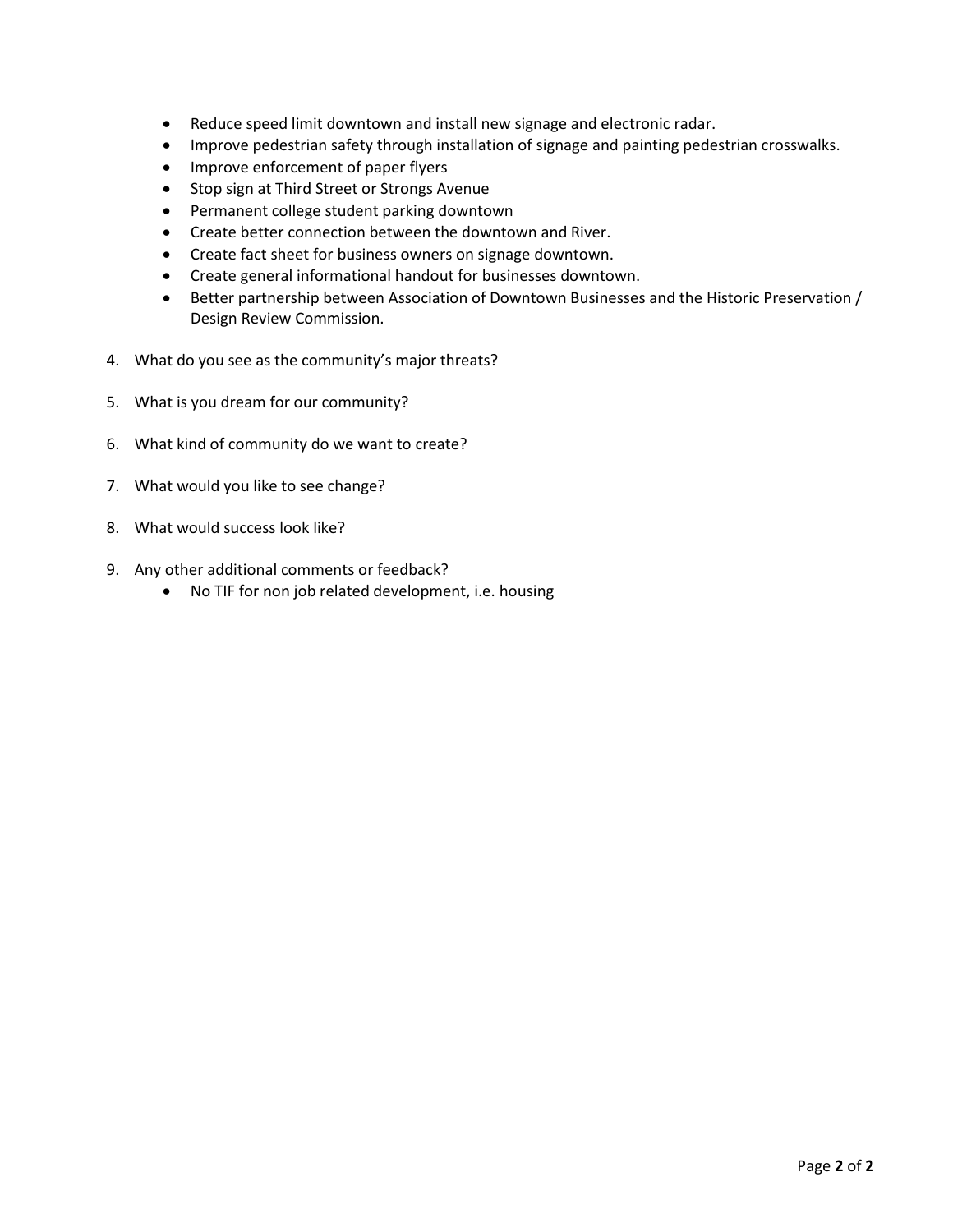- Reduce speed limit downtown and install new signage and electronic radar.
- Improve pedestrian safety through installation of signage and painting pedestrian crosswalks.
- Improve enforcement of paper flyers
- Stop sign at Third Street or Strongs Avenue
- Permanent college student parking downtown
- Create better connection between the downtown and River.
- Create fact sheet for business owners on signage downtown.
- Create general informational handout for businesses downtown.
- Better partnership between Association of Downtown Businesses and the Historic Preservation / Design Review Commission.

4. What do you see as the community's major threats?

5. What is you dream for our community?

6. What kind of community do we want to create?

7. What would you like to see change?

8. What would success look like?

9. Any other additional comments or feedback?
   - No TIF for non job related development, i.e. housing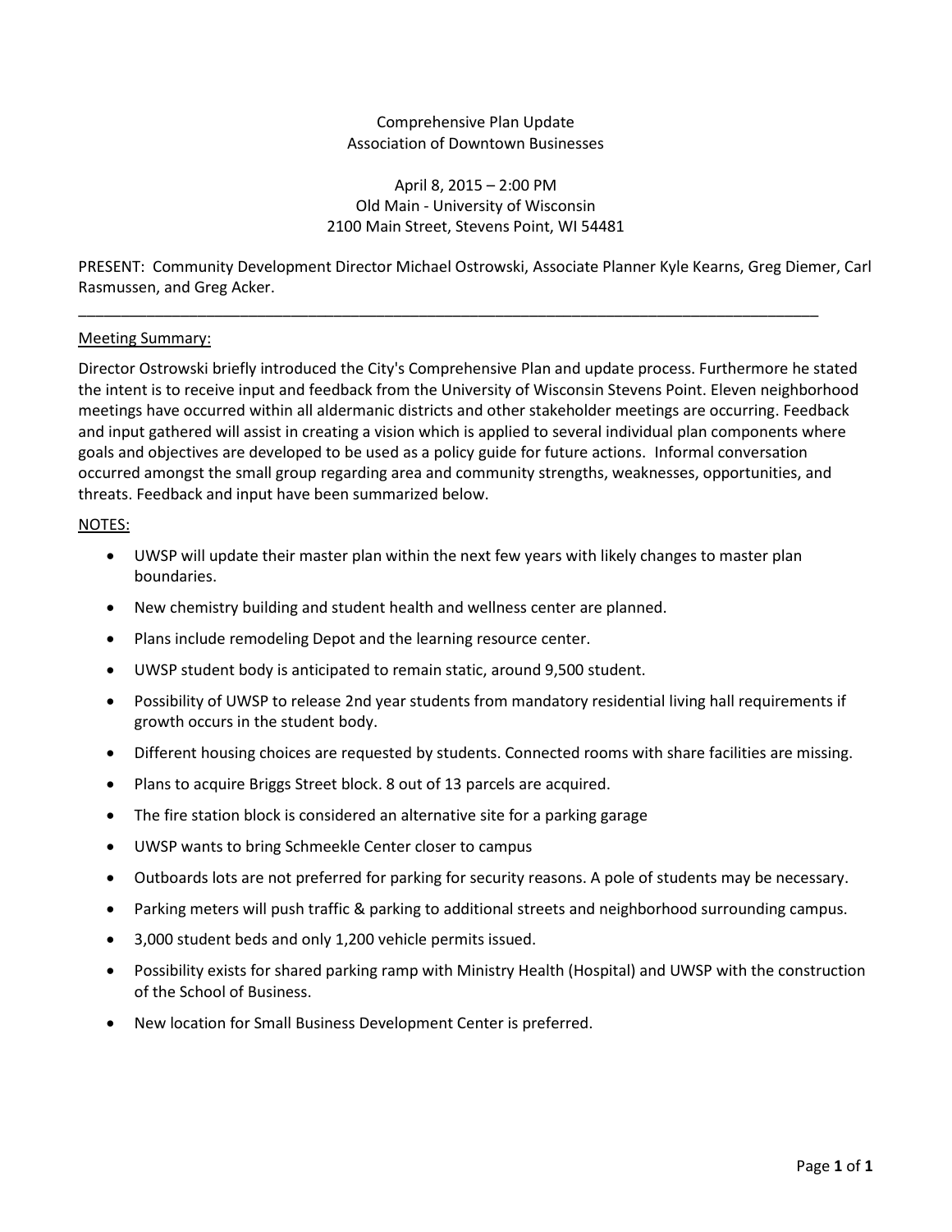Comprehensive Plan Update
Association of Downtown Businesses

April 8, 2015 – 2:00 PM
Old Main - University of Wisconsin
2100 Main Street, Stevens Point, WI 54481

PRESENT: Community Development Director Michael Ostrowski, Associate Planner Kyle Kearns, Greg Diemer, Carl Rasmussen, and Greg Acker.

---

<u>Meeting Summary:</u>

Director Ostrowski briefly introduced the City's Comprehensive Plan and update process. Furthermore he stated the intent is to receive input and feedback from the University of Wisconsin Stevens Point. Eleven neighborhood meetings have occurred within all aldermanic districts and other stakeholder meetings are occurring. Feedback and input gathered will assist in creating a vision which is applied to several individual plan components where goals and objectives are developed to be used as a policy guide for future actions. Informal conversation occurred amongst the small group regarding area and community strengths, weaknesses, opportunities, and threats. Feedback and input have been summarized below.

<u>NOTES:</u>

- UWSP will update their master plan within the next few years with likely changes to master plan boundaries.
- New chemistry building and student health and wellness center are planned.
- Plans include remodeling Depot and the learning resource center.
- UWSP student body is anticipated to remain static, around 9,500 student.
- Possibility of UWSP to release 2nd year students from mandatory residential living hall requirements if growth occurs in the student body.
- Different housing choices are requested by students. Connected rooms with share facilities are missing.
- Plans to acquire Briggs Street block. 8 out of 13 parcels are acquired.
- The fire station block is considered an alternative site for a parking garage
- UWSP wants to bring Schmeekle Center closer to campus
- Outboards lots are not preferred for parking for security reasons. A pole of students may be necessary.
- Parking meters will push traffic & parking to additional streets and neighborhood surrounding campus.
- 3,000 student beds and only 1,200 vehicle permits issued.
- Possibility exists for shared parking ramp with Ministry Health (Hospital) and UWSP with the construction of the School of Business.
- New location for Small Business Development Center is preferred.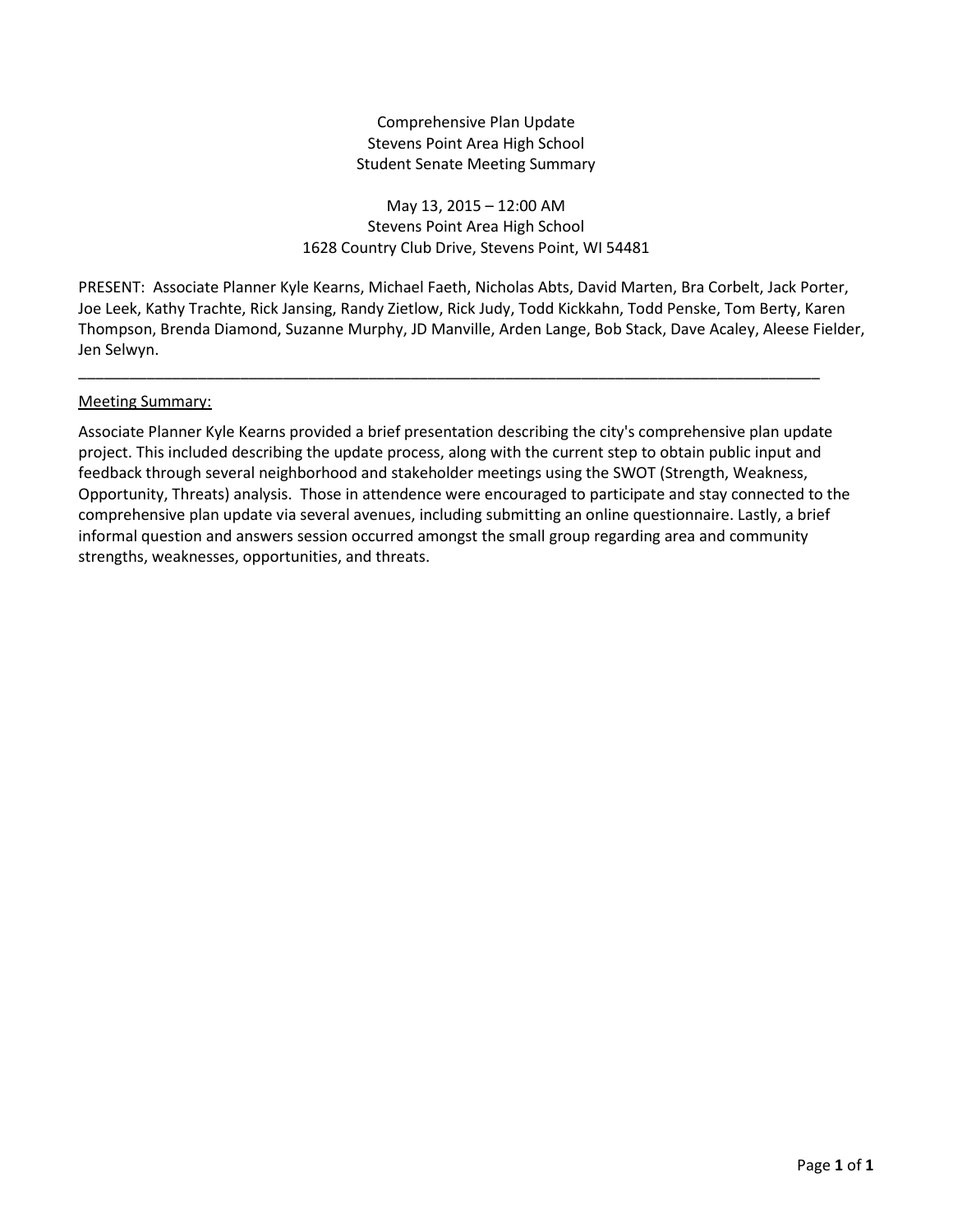Comprehensive Plan Update
Stevens Point Area High School
Student Senate Meeting Summary

May 13, 2015 – 12:00 AM
Stevens Point Area High School
1628 Country Club Drive, Stevens Point, WI 54481

PRESENT: Associate Planner Kyle Kearns, Michael Faeth, Nicholas Abts, David Marten, Bra Corbelt, Jack Porter, Joe Leek, Kathy Trachte, Rick Jansing, Randy Zietlow, Rick Judy, Todd Kickkahn, Todd Penske, Tom Berty, Karen Thompson, Brenda Diamond, Suzanne Murphy, JD Manville, Arden Lange, Bob Stack, Dave Acaley, Aleese Fielder, Jen Selwyn.

---

<u>Meeting Summary:</u>

Associate Planner Kyle Kearns provided a brief presentation describing the city's comprehensive plan update project. This included describing the update process, along with the current step to obtain public input and feedback through several neighborhood and stakeholder meetings using the SWOT (Strength, Weakness, Opportunity, Threats) analysis. Those in attendence were encouraged to participate and stay connected to the comprehensive plan update via several avenues, including submitting an online questionnaire. Lastly, a brief informal question and answers session occurred amongst the small group regarding area and community strengths, weaknesses, opportunities, and threats.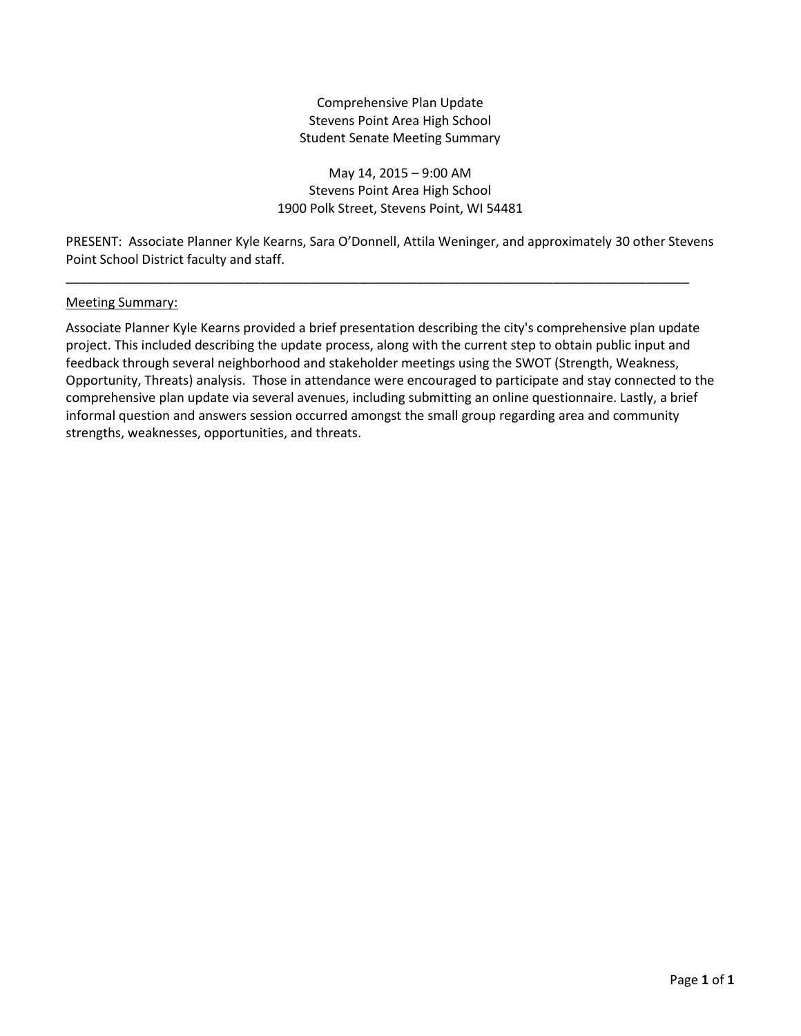Comprehensive Plan Update
Stevens Point Area High School
Student Senate Meeting Summary

May 14, 2015 – 9:00 AM
Stevens Point Area High School
1900 Polk Street, Stevens Point, WI 54481

PRESENT: Associate Planner Kyle Kearns, Sara O'Donnell, Attila Weninger, and approximately 30 other Stevens Point School District faculty and staff.

---

<u>Meeting Summary:</u>

Associate Planner Kyle Kearns provided a brief presentation describing the city's comprehensive plan update project. This included describing the update process, along with the current step to obtain public input and feedback through several neighborhood and stakeholder meetings using the SWOT (Strength, Weakness, Opportunity, Threats) analysis. Those in attendance were encouraged to participate and stay connected to the comprehensive plan update via several avenues, including submitting an online questionnaire. Lastly, a brief informal question and answers session occurred amongst the small group regarding area and community strengths, weaknesses, opportunities, and threats.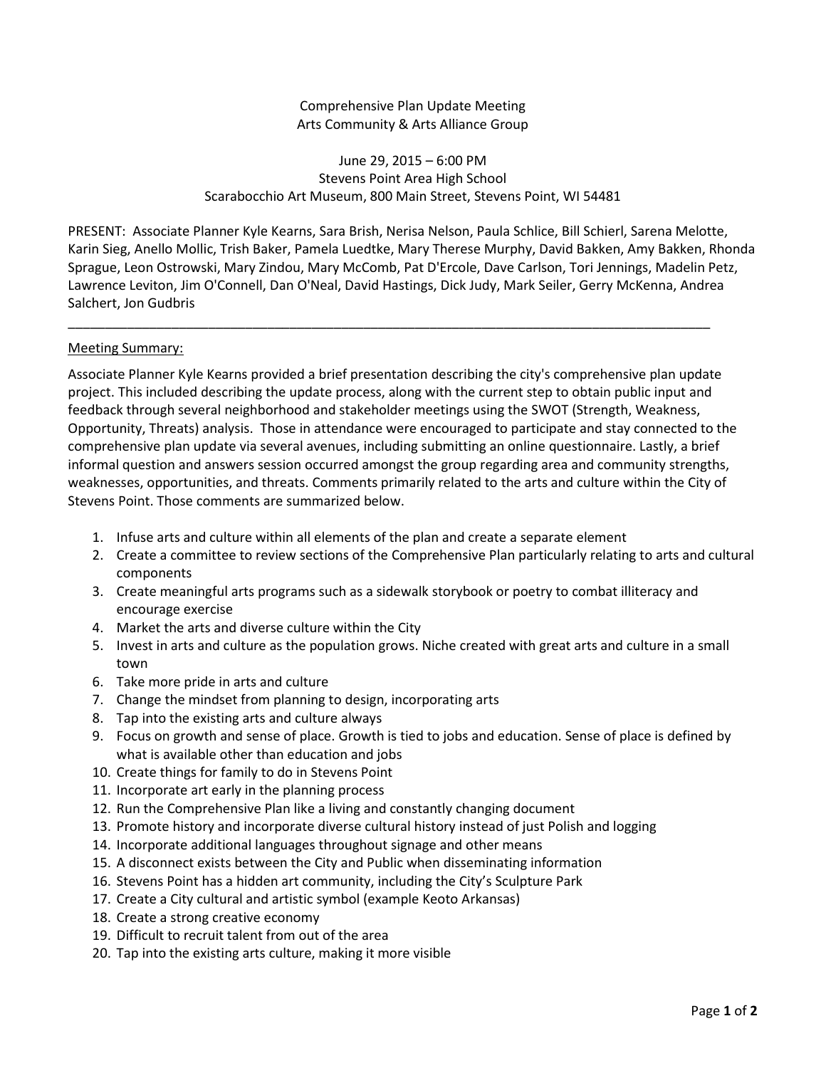Comprehensive Plan Update Meeting
Arts Community & Arts Alliance Group

June 29, 2015 – 6:00 PM
Stevens Point Area High School
Scarabocchio Art Museum, 800 Main Street, Stevens Point, WI 54481

PRESENT: Associate Planner Kyle Kearns, Sara Brish, Nerisa Nelson, Paula Schlice, Bill Schierl, Sarena Melotte, Karin Sieg, Anello Mollic, Trish Baker, Pamela Luedtke, Mary Therese Murphy, David Bakken, Amy Bakken, Rhonda Sprague, Leon Ostrowski, Mary Zindou, Mary McComb, Pat D'Ercole, Dave Carlson, Tori Jennings, Madelin Petz, Lawrence Leviton, Jim O'Connell, Dan O'Neal, David Hastings, Dick Judy, Mark Seiler, Gerry McKenna, Andrea Salchert, Jon Gudbris

---

Meeting Summary:

Associate Planner Kyle Kearns provided a brief presentation describing the city's comprehensive plan update project. This included describing the update process, along with the current step to obtain public input and feedback through several neighborhood and stakeholder meetings using the SWOT (Strength, Weakness, Opportunity, Threats) analysis. Those in attendance were encouraged to participate and stay connected to the comprehensive plan update via several avenues, including submitting an online questionnaire. Lastly, a brief informal question and answers session occurred amongst the group regarding area and community strengths, weaknesses, opportunities, and threats. Comments primarily related to the arts and culture within the City of Stevens Point. Those comments are summarized below.

1. Infuse arts and culture within all elements of the plan and create a separate element
2. Create a committee to review sections of the Comprehensive Plan particularly relating to arts and cultural components
3. Create meaningful arts programs such as a sidewalk storybook or poetry to combat illiteracy and encourage exercise
4. Market the arts and diverse culture within the City
5. Invest in arts and culture as the population grows. Niche created with great arts and culture in a small town
6. Take more pride in arts and culture
7. Change the mindset from planning to design, incorporating arts
8. Tap into the existing arts and culture always
9. Focus on growth and sense of place. Growth is tied to jobs and education. Sense of place is defined by what is available other than education and jobs
10. Create things for family to do in Stevens Point
11. Incorporate art early in the planning process
12. Run the Comprehensive Plan like a living and constantly changing document
13. Promote history and incorporate diverse cultural history instead of just Polish and logging
14. Incorporate additional languages throughout signage and other means
15. A disconnect exists between the City and Public when disseminating information
16. Stevens Point has a hidden art community, including the City's Sculpture Park
17. Create a City cultural and artistic symbol (example Keoto Arkansas)
18. Create a strong creative economy
19. Difficult to recruit talent from out of the area
20. Tap into the existing arts culture, making it more visible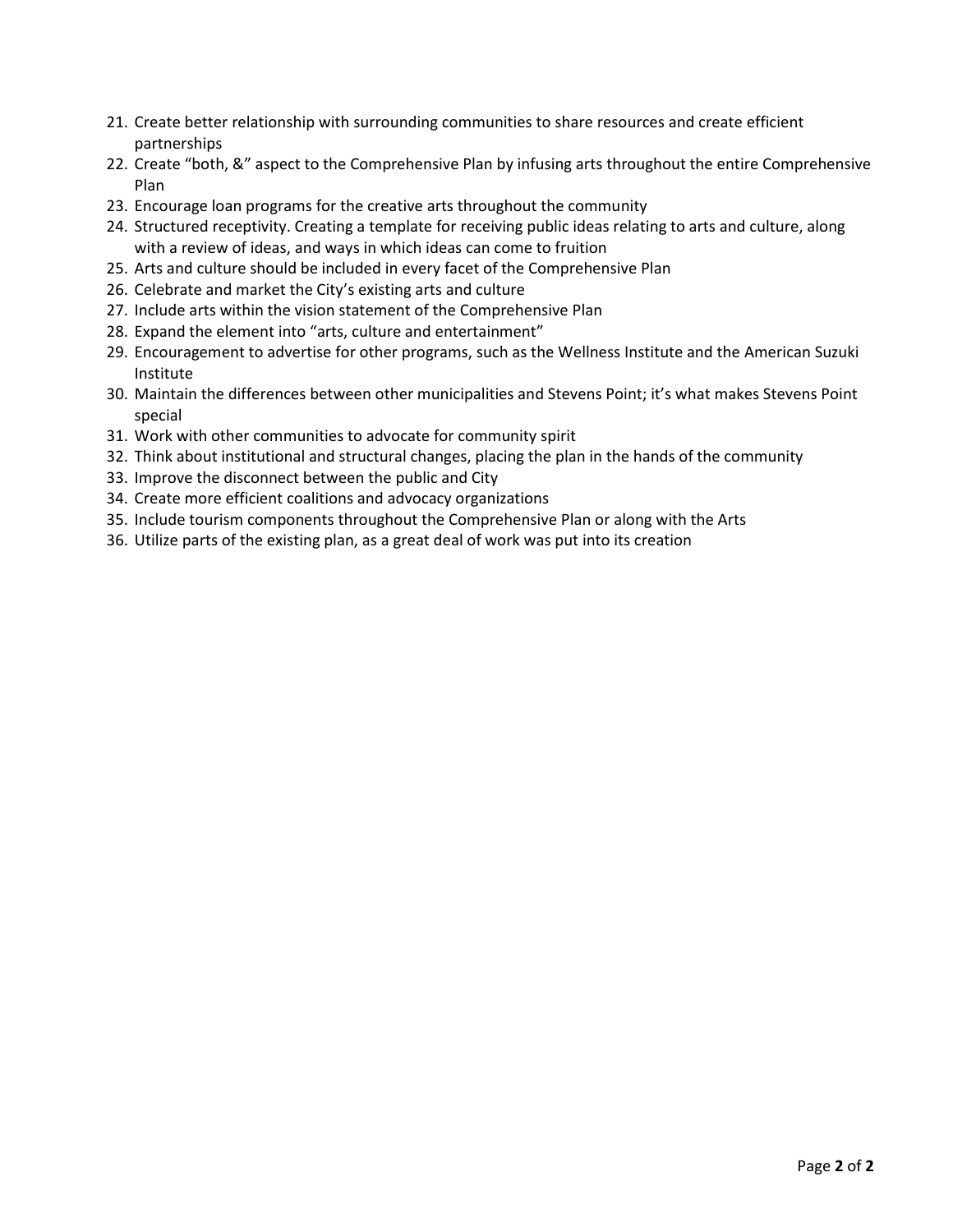21. Create better relationship with surrounding communities to share resources and create efficient partnerships
22. Create "both, &" aspect to the Comprehensive Plan by infusing arts throughout the entire Comprehensive Plan
23. Encourage loan programs for the creative arts throughout the community
24. Structured receptivity. Creating a template for receiving public ideas relating to arts and culture, along with a review of ideas, and ways in which ideas can come to fruition
25. Arts and culture should be included in every facet of the Comprehensive Plan
26. Celebrate and market the City's existing arts and culture
27. Include arts within the vision statement of the Comprehensive Plan
28. Expand the element into "arts, culture and entertainment"
29. Encouragement to advertise for other programs, such as the Wellness Institute and the American Suzuki Institute
30. Maintain the differences between other municipalities and Stevens Point; it's what makes Stevens Point special
31. Work with other communities to advocate for community spirit
32. Think about institutional and structural changes, placing the plan in the hands of the community
33. Improve the disconnect between the public and City
34. Create more efficient coalitions and advocacy organizations
35. Include tourism components throughout the Comprehensive Plan or along with the Arts
36. Utilize parts of the existing plan, as a great deal of work was put into its creation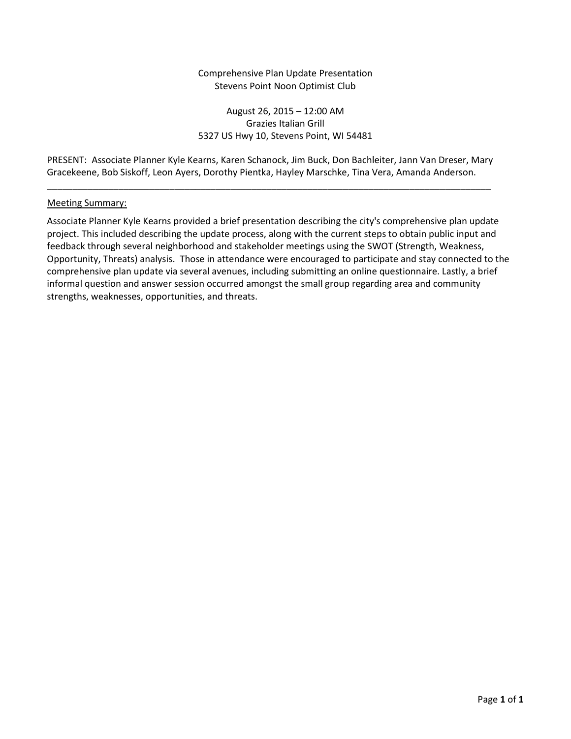Comprehensive Plan Update Presentation
Stevens Point Noon Optimist Club

August 26, 2015 – 12:00 AM
Grazies Italian Grill
5327 US Hwy 10, Stevens Point, WI 54481

PRESENT: Associate Planner Kyle Kearns, Karen Schanock, Jim Buck, Don Bachleiter, Jann Van Dreser, Mary Gracekeene, Bob Siskoff, Leon Ayers, Dorothy Pientka, Hayley Marschke, Tina Vera, Amanda Anderson.

---

Meeting Summary:

Associate Planner Kyle Kearns provided a brief presentation describing the city's comprehensive plan update project. This included describing the update process, along with the current steps to obtain public input and feedback through several neighborhood and stakeholder meetings using the SWOT (Strength, Weakness, Opportunity, Threats) analysis. Those in attendance were encouraged to participate and stay connected to the comprehensive plan update via several avenues, including submitting an online questionnaire. Lastly, a brief informal question and answer session occurred amongst the small group regarding area and community strengths, weaknesses, opportunities, and threats.